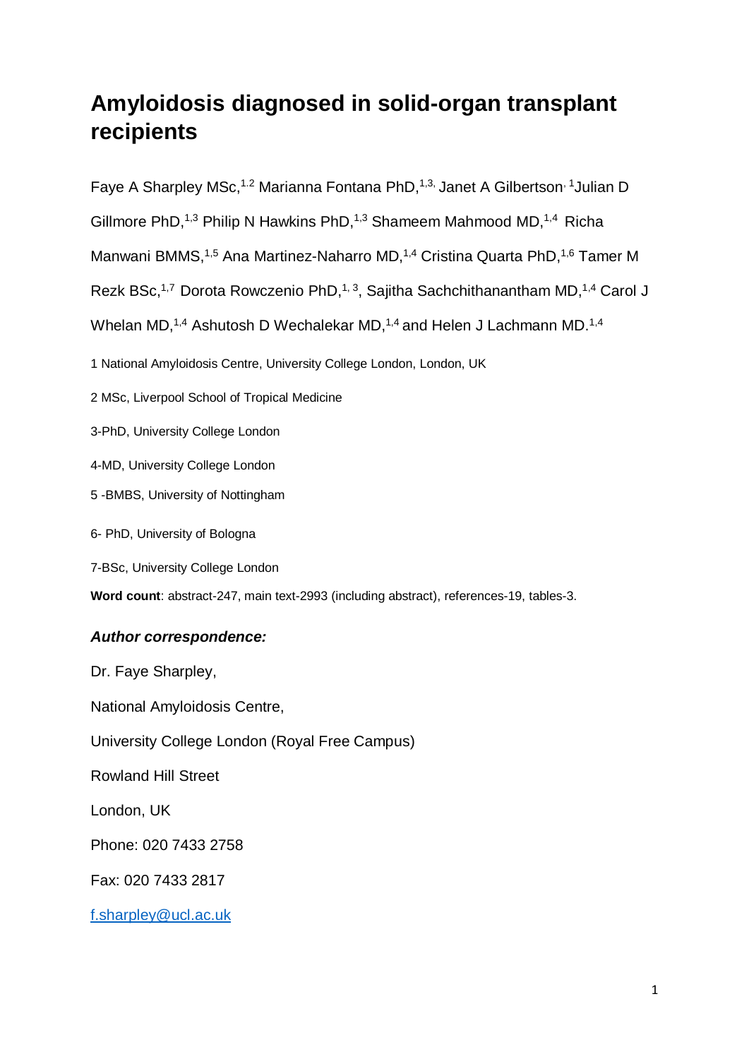# Amyloidosis diagnosed in solid-organ transplant recipients

Faye A Sharpley MSc,[1,2] Marianna Fontana PhD,[1,3,] Janet A Gilbertson,[1] Julian D Gillmore PhD,[1,3] Philip N Hawkins PhD,[1,3] Shameem Mahmood MD,[1,4] Richa Manwani BMMS,[1,5] Ana Martinez-Naharro MD,[1,4] Cristina Quarta PhD,[1,6] Tamer M Rezk BSc,[1,7] Dorota Rowczenio PhD,[1, 3], Sajitha Sachchithanantham MD,[1,4] Carol J Whelan MD,[1,4] Ashutosh D Wechalekar MD,[1,4] and Helen J Lachmann MD.[1,4]

1 National Amyloidosis Centre, University College London, London, UK

2 MSc, Liverpool School of Tropical Medicine

3-PhD, University College London

4-MD, University College London

5 -BMBS, University of Nottingham

6- PhD, University of Bologna

7-BSc, University College London

**Word count**: abstract-247, main text-2993 (including abstract), references-19, tables-3.

***Author correspondence:***

Dr. Faye Sharpley,

National Amyloidosis Centre,

University College London (Royal Free Campus)

Rowland Hill Street

London, UK

Phone: 020 7433 2758

Fax: 020 7433 2817

f.sharpley@ucl.ac.uk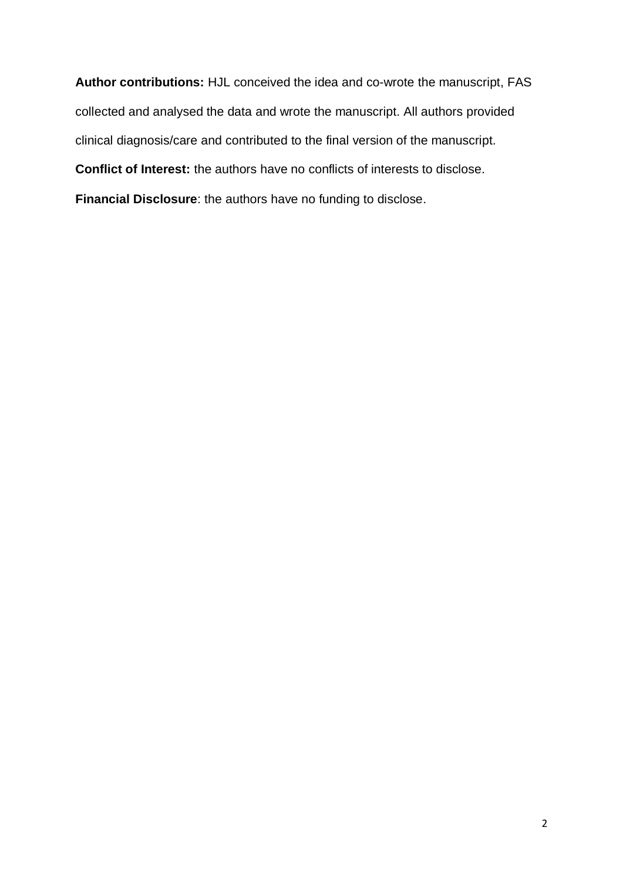**Author contributions:** HJL conceived the idea and co-wrote the manuscript, FAS collected and analysed the data and wrote the manuscript. All authors provided clinical diagnosis/care and contributed to the final version of the manuscript.

**Conflict of Interest:** the authors have no conflicts of interests to disclose.

**Financial Disclosure**: the authors have no funding to disclose.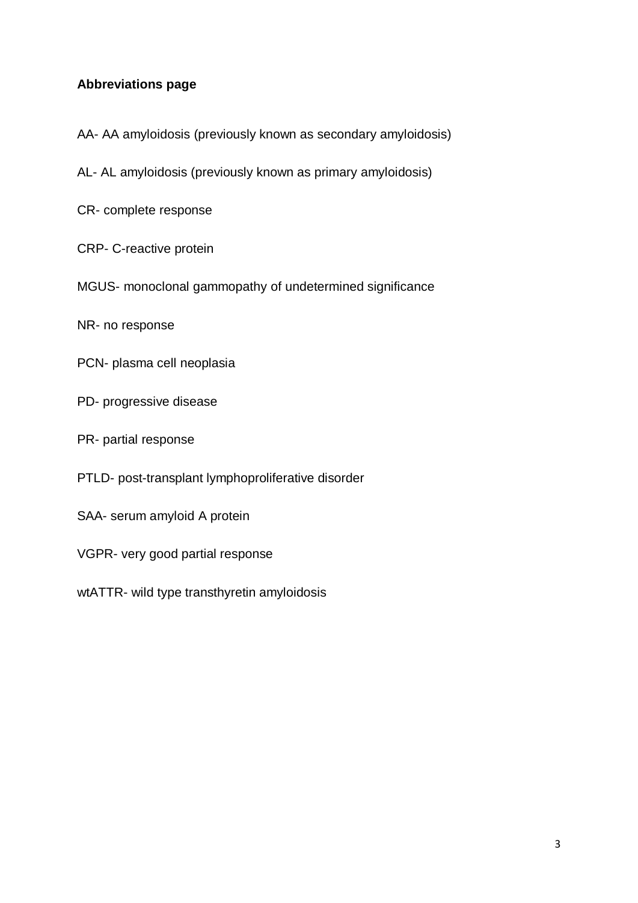**Abbreviations page**

AA- AA amyloidosis (previously known as secondary amyloidosis)

AL- AL amyloidosis (previously known as primary amyloidosis)

CR- complete response

CRP- C-reactive protein

MGUS- monoclonal gammopathy of undetermined significance

NR- no response

PCN- plasma cell neoplasia

PD- progressive disease

PR- partial response

PTLD- post-transplant lymphoproliferative disorder

SAA- serum amyloid A protein

VGPR- very good partial response

wtATTR- wild type transthyretin amyloidosis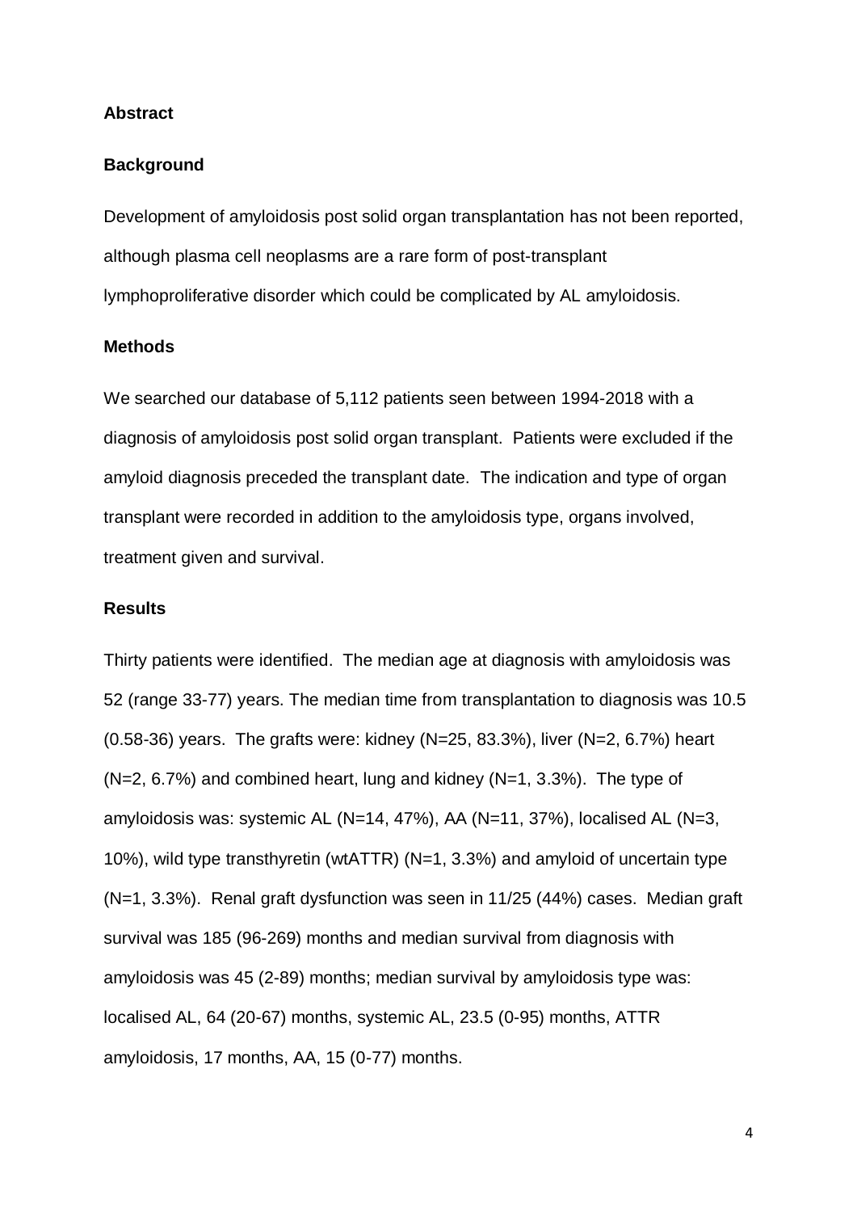## Abstract

### Background

Development of amyloidosis post solid organ transplantation has not been reported, although plasma cell neoplasms are a rare form of post-transplant lymphoproliferative disorder which could be complicated by AL amyloidosis.

### Methods

We searched our database of 5,112 patients seen between 1994-2018 with a diagnosis of amyloidosis post solid organ transplant. Patients were excluded if the amyloid diagnosis preceded the transplant date. The indication and type of organ transplant were recorded in addition to the amyloidosis type, organs involved, treatment given and survival.

### Results

Thirty patients were identified. The median age at diagnosis with amyloidosis was 52 (range 33-77) years. The median time from transplantation to diagnosis was 10.5 (0.58-36) years. The grafts were: kidney (N=25, 83.3%), liver (N=2, 6.7%) heart (N=2, 6.7%) and combined heart, lung and kidney (N=1, 3.3%). The type of amyloidosis was: systemic AL (N=14, 47%), AA (N=11, 37%), localised AL (N=3, 10%), wild type transthyretin (wtATTR) (N=1, 3.3%) and amyloid of uncertain type (N=1, 3.3%). Renal graft dysfunction was seen in 11/25 (44%) cases. Median graft survival was 185 (96-269) months and median survival from diagnosis with amyloidosis was 45 (2-89) months; median survival by amyloidosis type was: localised AL, 64 (20-67) months, systemic AL, 23.5 (0-95) months, ATTR amyloidosis, 17 months, AA, 15 (0-77) months.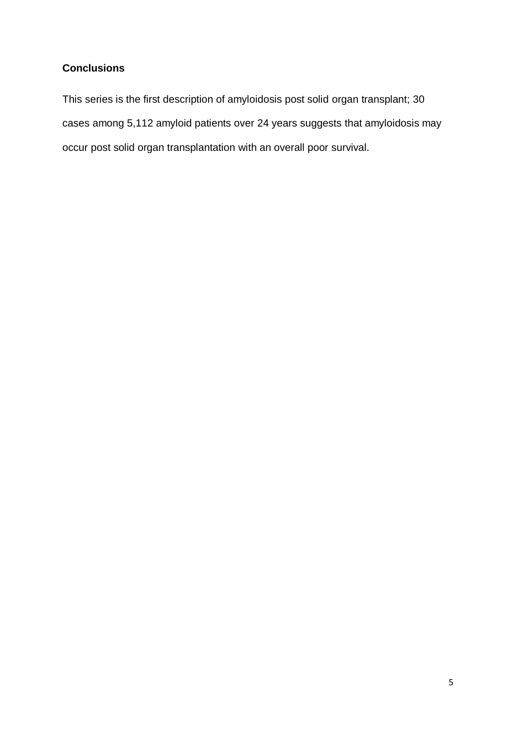**Conclusions**

This series is the first description of amyloidosis post solid organ transplant; 30 cases among 5,112 amyloid patients over 24 years suggests that amyloidosis may occur post solid organ transplantation with an overall poor survival.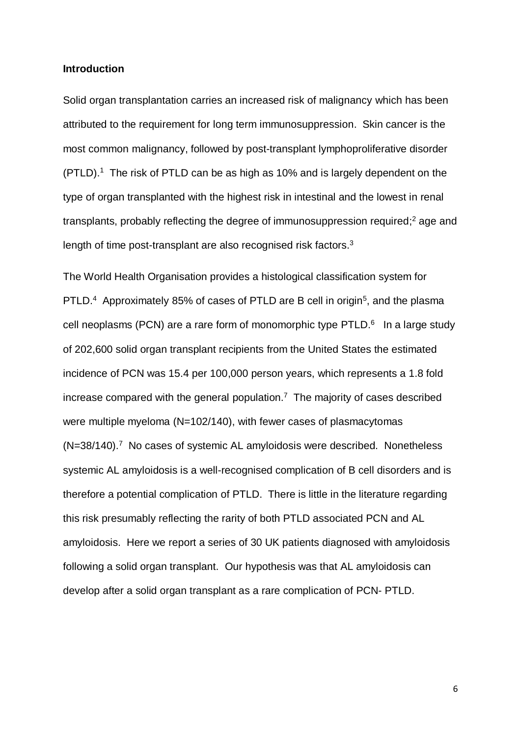**Introduction**

Solid organ transplantation carries an increased risk of malignancy which has been attributed to the requirement for long term immunosuppression. Skin cancer is the most common malignancy, followed by post-transplant lymphoproliferative disorder (PTLD).[1] The risk of PTLD can be as high as 10% and is largely dependent on the type of organ transplanted with the highest risk in intestinal and the lowest in renal transplants, probably reflecting the degree of immunosuppression required;[2] age and length of time post-transplant are also recognised risk factors.[3]

The World Health Organisation provides a histological classification system for PTLD.[4] Approximately 85% of cases of PTLD are B cell in origin[5], and the plasma cell neoplasms (PCN) are a rare form of monomorphic type PTLD.[6] In a large study of 202,600 solid organ transplant recipients from the United States the estimated incidence of PCN was 15.4 per 100,000 person years, which represents a 1.8 fold increase compared with the general population.[7] The majority of cases described were multiple myeloma (N=102/140), with fewer cases of plasmacytomas (N=38/140).[7] No cases of systemic AL amyloidosis were described. Nonetheless systemic AL amyloidosis is a well-recognised complication of B cell disorders and is therefore a potential complication of PTLD. There is little in the literature regarding this risk presumably reflecting the rarity of both PTLD associated PCN and AL amyloidosis. Here we report a series of 30 UK patients diagnosed with amyloidosis following a solid organ transplant. Our hypothesis was that AL amyloidosis can develop after a solid organ transplant as a rare complication of PCN- PTLD.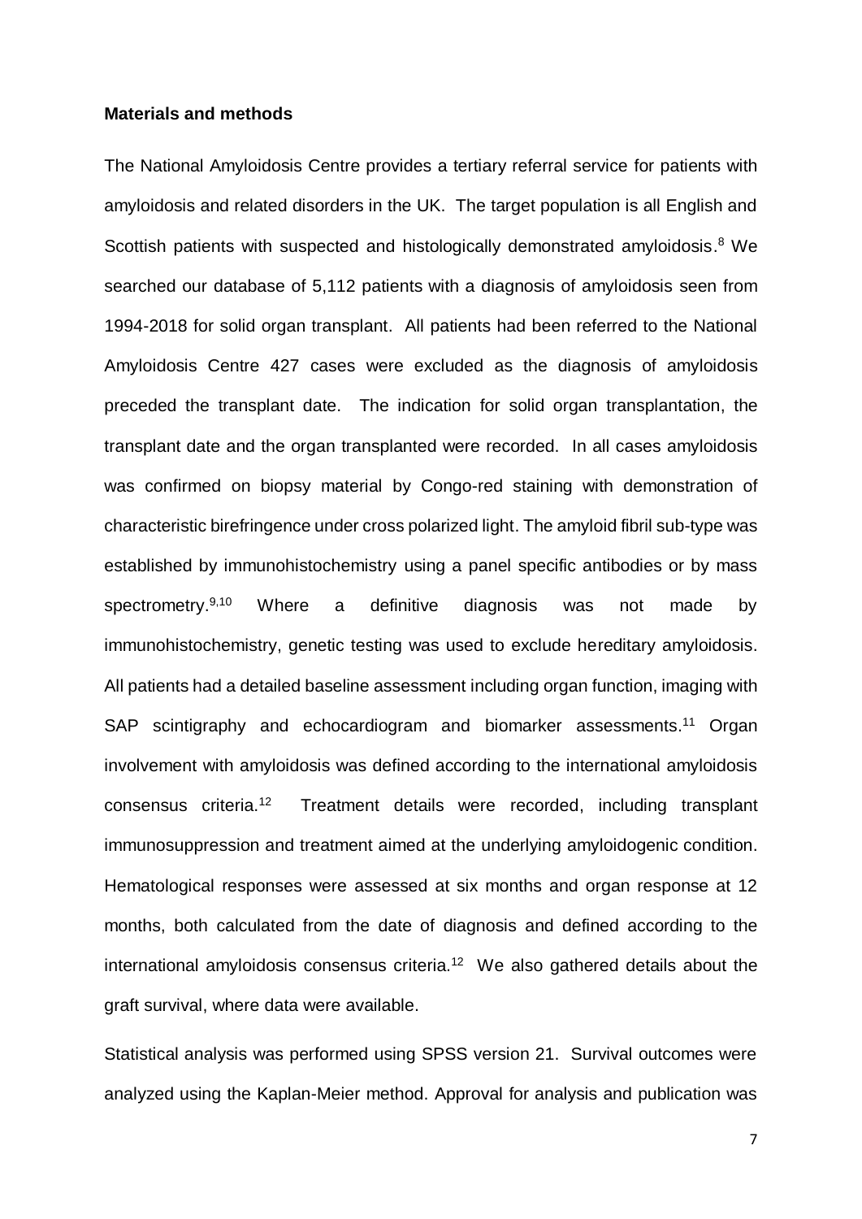**Materials and methods**

The National Amyloidosis Centre provides a tertiary referral service for patients with amyloidosis and related disorders in the UK. The target population is all English and Scottish patients with suspected and histologically demonstrated amyloidosis.[8] We searched our database of 5,112 patients with a diagnosis of amyloidosis seen from 1994-2018 for solid organ transplant. All patients had been referred to the National Amyloidosis Centre 427 cases were excluded as the diagnosis of amyloidosis preceded the transplant date. The indication for solid organ transplantation, the transplant date and the organ transplanted were recorded. In all cases amyloidosis was confirmed on biopsy material by Congo-red staining with demonstration of characteristic birefringence under cross polarized light. The amyloid fibril sub-type was established by immunohistochemistry using a panel specific antibodies or by mass spectrometry.[9,10] Where a definitive diagnosis was not made by immunohistochemistry, genetic testing was used to exclude hereditary amyloidosis. All patients had a detailed baseline assessment including organ function, imaging with SAP scintigraphy and echocardiogram and biomarker assessments.[11] Organ involvement with amyloidosis was defined according to the international amyloidosis consensus criteria.[12] Treatment details were recorded, including transplant immunosuppression and treatment aimed at the underlying amyloidogenic condition. Hematological responses were assessed at six months and organ response at 12 months, both calculated from the date of diagnosis and defined according to the international amyloidosis consensus criteria.[12] We also gathered details about the graft survival, where data were available.

Statistical analysis was performed using SPSS version 21. Survival outcomes were analyzed using the Kaplan-Meier method. Approval for analysis and publication was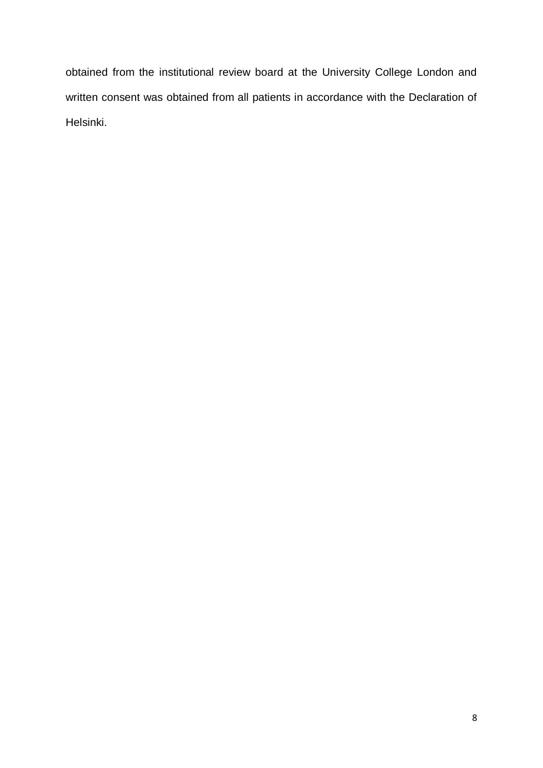obtained from the institutional review board at the University College London and written consent was obtained from all patients in accordance with the Declaration of Helsinki.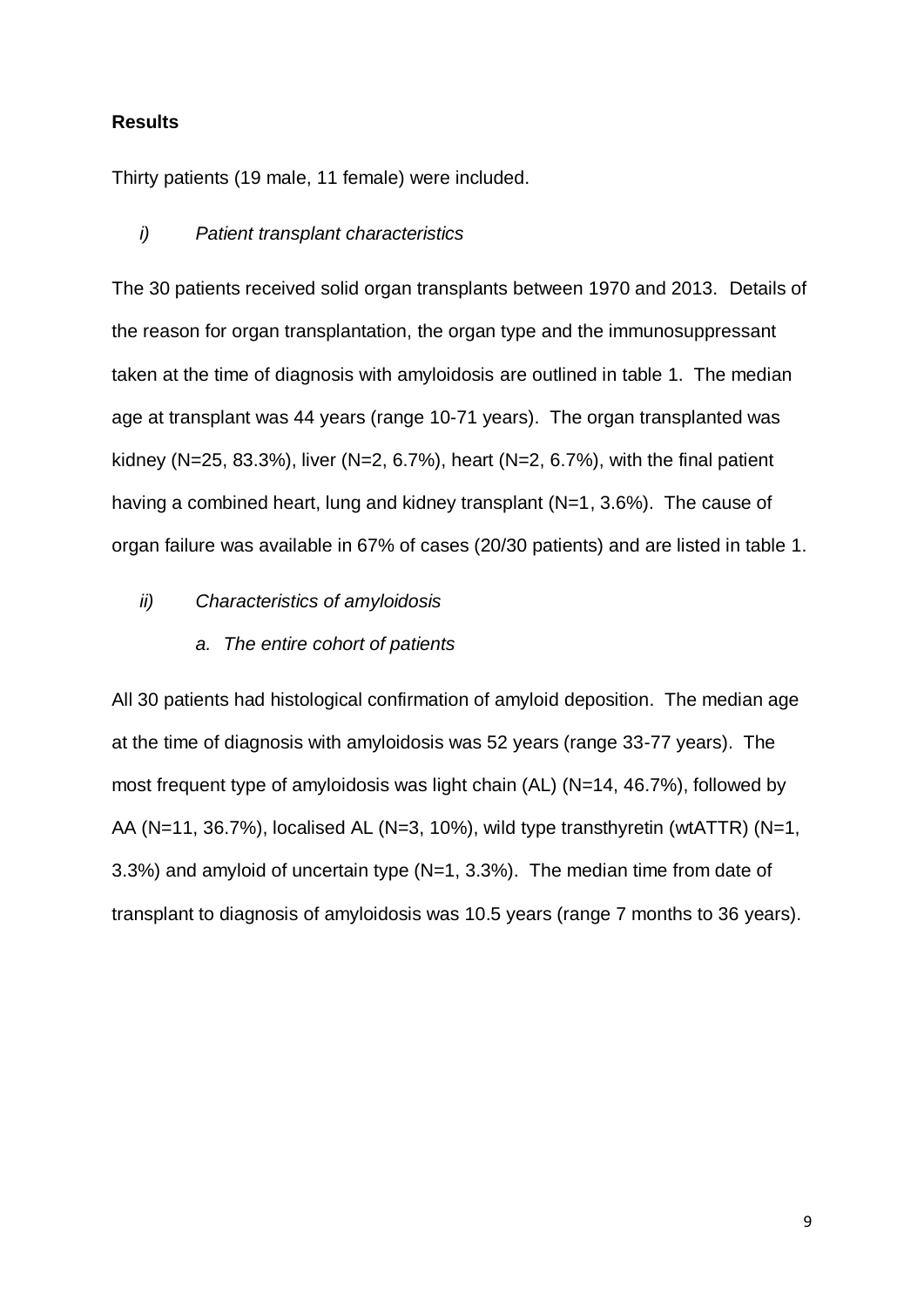**Results**

Thirty patients (19 male, 11 female) were included.

*i) Patient transplant characteristics*

The 30 patients received solid organ transplants between 1970 and 2013. Details of the reason for organ transplantation, the organ type and the immunosuppressant taken at the time of diagnosis with amyloidosis are outlined in table 1. The median age at transplant was 44 years (range 10-71 years). The organ transplanted was kidney (N=25, 83.3%), liver (N=2, 6.7%), heart (N=2, 6.7%), with the final patient having a combined heart, lung and kidney transplant (N=1, 3.6%). The cause of organ failure was available in 67% of cases (20/30 patients) and are listed in table 1.

*ii) Characteristics of amyloidosis*

*a. The entire cohort of patients*

All 30 patients had histological confirmation of amyloid deposition. The median age at the time of diagnosis with amyloidosis was 52 years (range 33-77 years). The most frequent type of amyloidosis was light chain (AL) (N=14, 46.7%), followed by AA (N=11, 36.7%), localised AL (N=3, 10%), wild type transthyretin (wtATTR) (N=1, 3.3%) and amyloid of uncertain type (N=1, 3.3%). The median time from date of transplant to diagnosis of amyloidosis was 10.5 years (range 7 months to 36 years).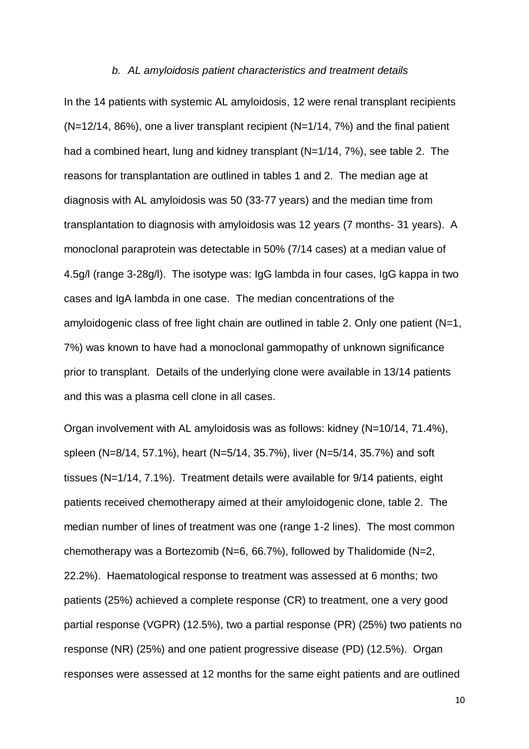### *b. AL amyloidosis patient characteristics and treatment details*

In the 14 patients with systemic AL amyloidosis, 12 were renal transplant recipients (N=12/14, 86%), one a liver transplant recipient (N=1/14, 7%) and the final patient had a combined heart, lung and kidney transplant (N=1/14, 7%), see table 2. The reasons for transplantation are outlined in tables 1 and 2. The median age at diagnosis with AL amyloidosis was 50 (33-77 years) and the median time from transplantation to diagnosis with amyloidosis was 12 years (7 months- 31 years). A monoclonal paraprotein was detectable in 50% (7/14 cases) at a median value of 4.5g/l (range 3-28g/l). The isotype was: IgG lambda in four cases, IgG kappa in two cases and IgA lambda in one case. The median concentrations of the amyloidogenic class of free light chain are outlined in table 2. Only one patient (N=1, 7%) was known to have had a monoclonal gammopathy of unknown significance prior to transplant. Details of the underlying clone were available in 13/14 patients and this was a plasma cell clone in all cases.

Organ involvement with AL amyloidosis was as follows: kidney (N=10/14, 71.4%), spleen (N=8/14, 57.1%), heart (N=5/14, 35.7%), liver (N=5/14, 35.7%) and soft tissues (N=1/14, 7.1%). Treatment details were available for 9/14 patients, eight patients received chemotherapy aimed at their amyloidogenic clone, table 2. The median number of lines of treatment was one (range 1-2 lines). The most common chemotherapy was a Bortezomib (N=6, 66.7%), followed by Thalidomide (N=2, 22.2%). Haematological response to treatment was assessed at 6 months; two patients (25%) achieved a complete response (CR) to treatment, one a very good partial response (VGPR) (12.5%), two a partial response (PR) (25%) two patients no response (NR) (25%) and one patient progressive disease (PD) (12.5%). Organ responses were assessed at 12 months for the same eight patients and are outlined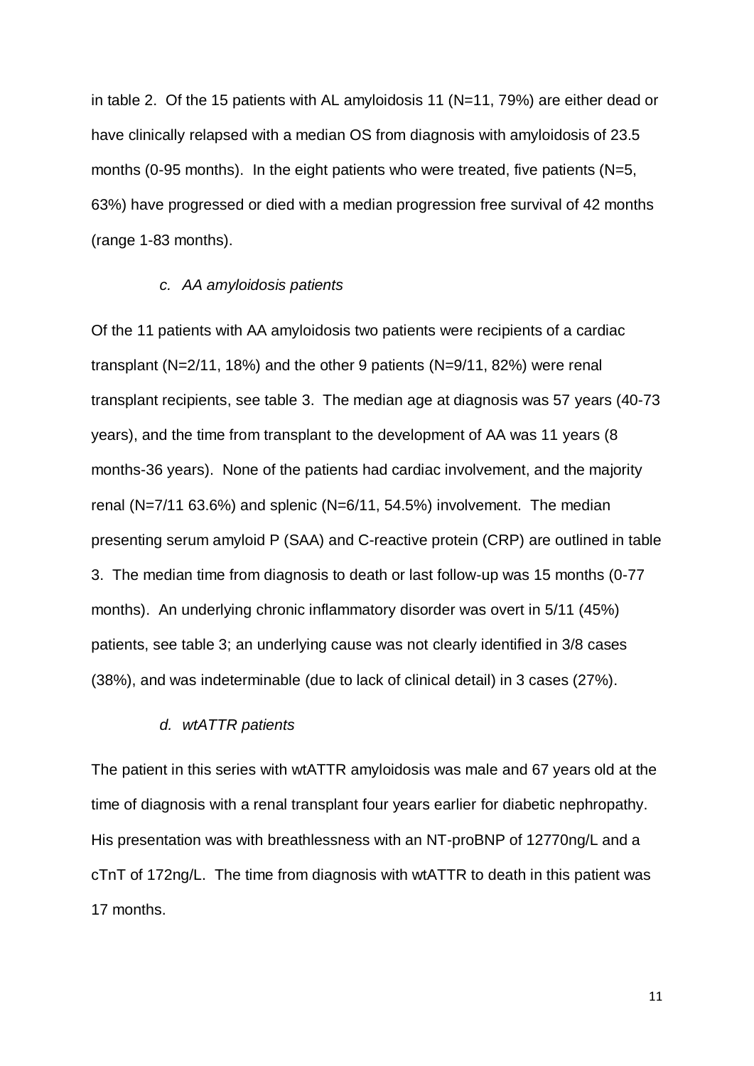in table 2. Of the 15 patients with AL amyloidosis 11 (N=11, 79%) are either dead or have clinically relapsed with a median OS from diagnosis with amyloidosis of 23.5 months (0-95 months). In the eight patients who were treated, five patients (N=5, 63%) have progressed or died with a median progression free survival of 42 months (range 1-83 months).

### *c. AA amyloidosis patients*

Of the 11 patients with AA amyloidosis two patients were recipients of a cardiac transplant (N=2/11, 18%) and the other 9 patients (N=9/11, 82%) were renal transplant recipients, see table 3. The median age at diagnosis was 57 years (40-73 years), and the time from transplant to the development of AA was 11 years (8 months-36 years). None of the patients had cardiac involvement, and the majority renal (N=7/11 63.6%) and splenic (N=6/11, 54.5%) involvement. The median presenting serum amyloid P (SAA) and C-reactive protein (CRP) are outlined in table 3. The median time from diagnosis to death or last follow-up was 15 months (0-77 months). An underlying chronic inflammatory disorder was overt in 5/11 (45%) patients, see table 3; an underlying cause was not clearly identified in 3/8 cases (38%), and was indeterminable (due to lack of clinical detail) in 3 cases (27%).

### *d. wtATTR patients*

The patient in this series with wtATTR amyloidosis was male and 67 years old at the time of diagnosis with a renal transplant four years earlier for diabetic nephropathy. His presentation was with breathlessness with an NT-proBNP of 12770ng/L and a cTnT of 172ng/L. The time from diagnosis with wtATTR to death in this patient was 17 months.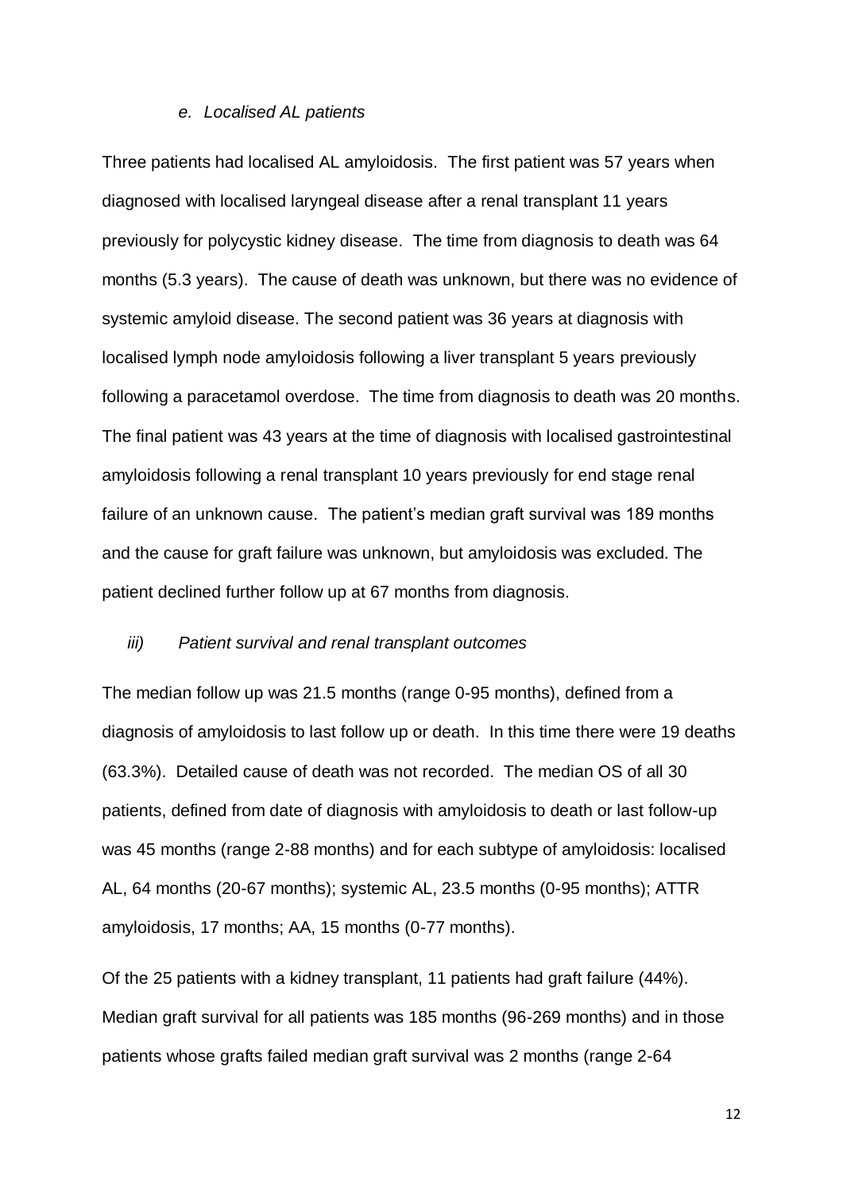### *e. Localised AL patients*

Three patients had localised AL amyloidosis. The first patient was 57 years when diagnosed with localised laryngeal disease after a renal transplant 11 years previously for polycystic kidney disease. The time from diagnosis to death was 64 months (5.3 years). The cause of death was unknown, but there was no evidence of systemic amyloid disease. The second patient was 36 years at diagnosis with localised lymph node amyloidosis following a liver transplant 5 years previously following a paracetamol overdose. The time from diagnosis to death was 20 months. The final patient was 43 years at the time of diagnosis with localised gastrointestinal amyloidosis following a renal transplant 10 years previously for end stage renal failure of an unknown cause. The patient's median graft survival was 189 months and the cause for graft failure was unknown, but amyloidosis was excluded. The patient declined further follow up at 67 months from diagnosis.

### *iii) Patient survival and renal transplant outcomes*

The median follow up was 21.5 months (range 0-95 months), defined from a diagnosis of amyloidosis to last follow up or death. In this time there were 19 deaths (63.3%). Detailed cause of death was not recorded. The median OS of all 30 patients, defined from date of diagnosis with amyloidosis to death or last follow-up was 45 months (range 2-88 months) and for each subtype of amyloidosis: localised AL, 64 months (20-67 months); systemic AL, 23.5 months (0-95 months); ATTR amyloidosis, 17 months; AA, 15 months (0-77 months).

Of the 25 patients with a kidney transplant, 11 patients had graft failure (44%). Median graft survival for all patients was 185 months (96-269 months) and in those patients whose grafts failed median graft survival was 2 months (range 2-64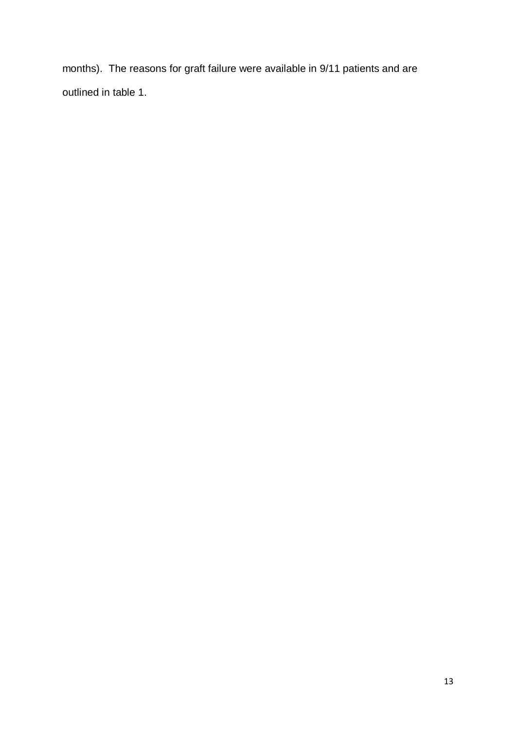months). The reasons for graft failure were available in 9/11 patients and are outlined in table 1.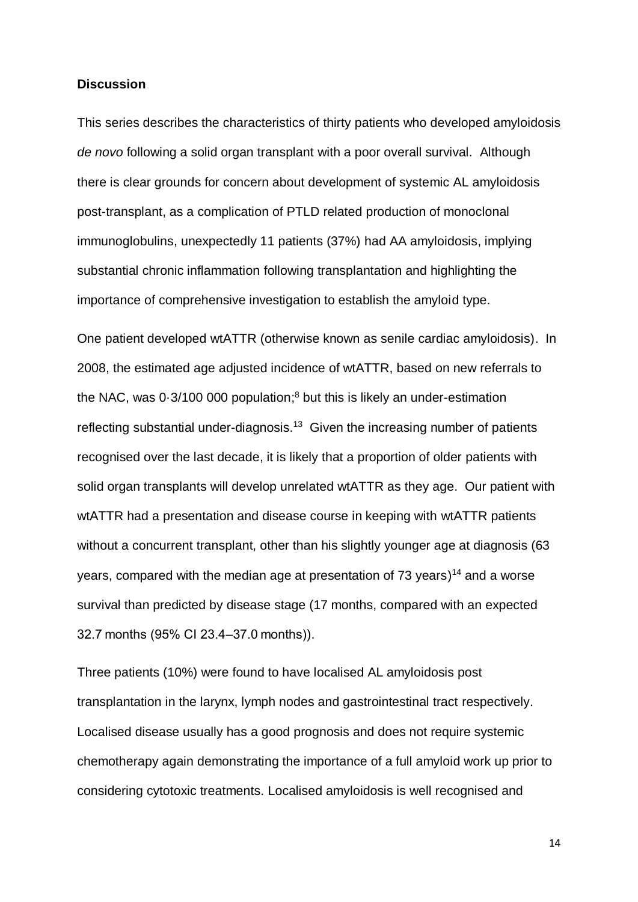**Discussion**

This series describes the characteristics of thirty patients who developed amyloidosis *de novo* following a solid organ transplant with a poor overall survival. Although there is clear grounds for concern about development of systemic AL amyloidosis post-transplant, as a complication of PTLD related production of monoclonal immunoglobulins, unexpectedly 11 patients (37%) had AA amyloidosis, implying substantial chronic inflammation following transplantation and highlighting the importance of comprehensive investigation to establish the amyloid type.

One patient developed wtATTR (otherwise known as senile cardiac amyloidosis). In 2008, the estimated age adjusted incidence of wtATTR, based on new referrals to the NAC, was 0·3/100 000 population;[8] but this is likely an under-estimation reflecting substantial under-diagnosis.[13] Given the increasing number of patients recognised over the last decade, it is likely that a proportion of older patients with solid organ transplants will develop unrelated wtATTR as they age. Our patient with wtATTR had a presentation and disease course in keeping with wtATTR patients without a concurrent transplant, other than his slightly younger age at diagnosis (63 years, compared with the median age at presentation of 73 years)[14] and a worse survival than predicted by disease stage (17 months, compared with an expected 32.7 months (95% CI 23.4–37.0 months)).

Three patients (10%) were found to have localised AL amyloidosis post transplantation in the larynx, lymph nodes and gastrointestinal tract respectively. Localised disease usually has a good prognosis and does not require systemic chemotherapy again demonstrating the importance of a full amyloid work up prior to considering cytotoxic treatments. Localised amyloidosis is well recognised and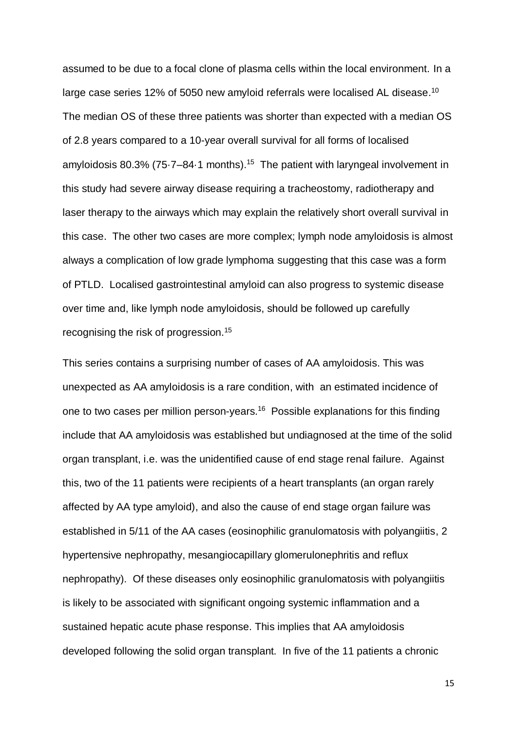assumed to be due to a focal clone of plasma cells within the local environment. In a large case series 12% of 5050 new amyloid referrals were localised AL disease.[10] The median OS of these three patients was shorter than expected with a median OS of 2.8 years compared to a 10-year overall survival for all forms of localised amyloidosis 80.3% (75·7–84·1 months).[15] The patient with laryngeal involvement in this study had severe airway disease requiring a tracheostomy, radiotherapy and laser therapy to the airways which may explain the relatively short overall survival in this case. The other two cases are more complex; lymph node amyloidosis is almost always a complication of low grade lymphoma suggesting that this case was a form of PTLD. Localised gastrointestinal amyloid can also progress to systemic disease over time and, like lymph node amyloidosis, should be followed up carefully recognising the risk of progression.[15]

This series contains a surprising number of cases of AA amyloidosis. This was unexpected as AA amyloidosis is a rare condition, with an estimated incidence of one to two cases per million person-years.[16] Possible explanations for this finding include that AA amyloidosis was established but undiagnosed at the time of the solid organ transplant, i.e. was the unidentified cause of end stage renal failure. Against this, two of the 11 patients were recipients of a heart transplants (an organ rarely affected by AA type amyloid), and also the cause of end stage organ failure was established in 5/11 of the AA cases (eosinophilic granulomatosis with polyangiitis, 2 hypertensive nephropathy, mesangiocapillary glomerulonephritis and reflux nephropathy). Of these diseases only eosinophilic granulomatosis with polyangiitis is likely to be associated with significant ongoing systemic inflammation and a sustained hepatic acute phase response. This implies that AA amyloidosis developed following the solid organ transplant. In five of the 11 patients a chronic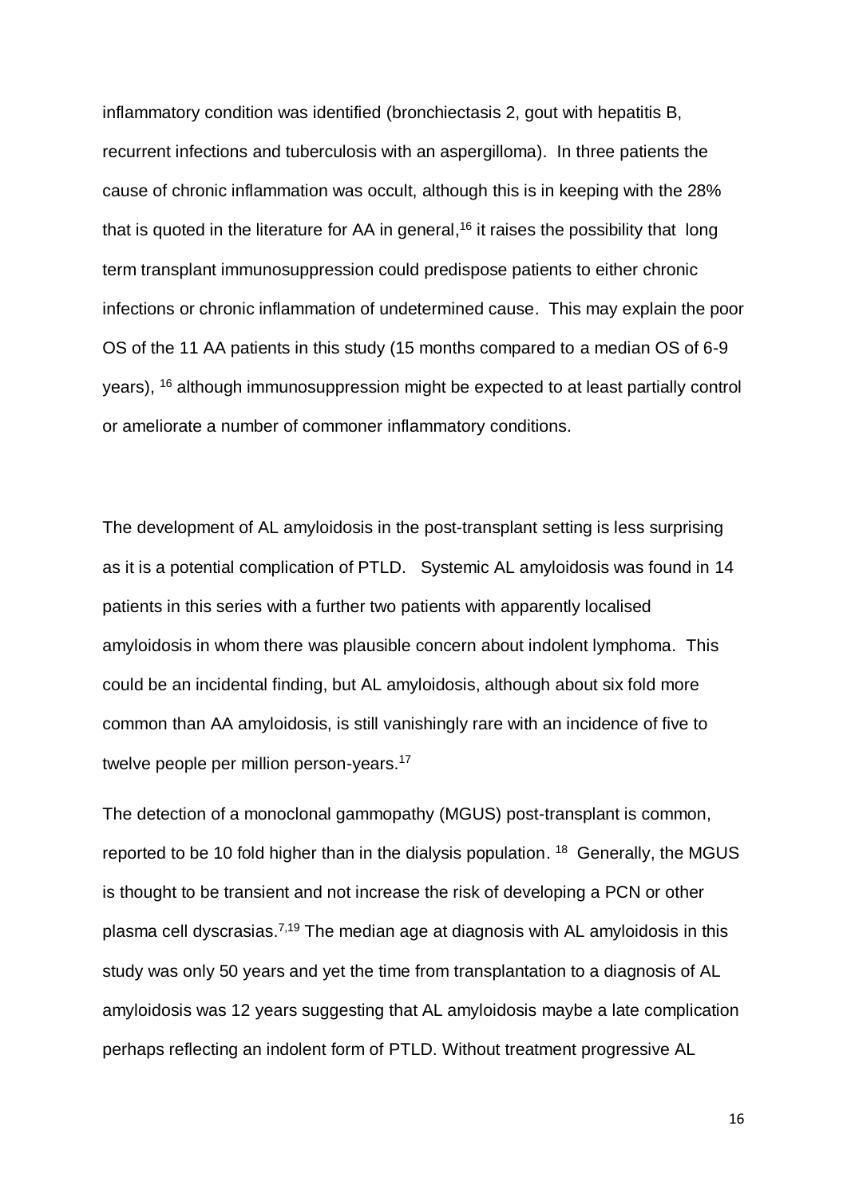inflammatory condition was identified (bronchiectasis 2, gout with hepatitis B, recurrent infections and tuberculosis with an aspergilloma). In three patients the cause of chronic inflammation was occult, although this is in keeping with the 28% that is quoted in the literature for AA in general,[16] it raises the possibility that long term transplant immunosuppression could predispose patients to either chronic infections or chronic inflammation of undetermined cause. This may explain the poor OS of the 11 AA patients in this study (15 months compared to a median OS of 6-9 years), [16] although immunosuppression might be expected to at least partially control or ameliorate a number of commoner inflammatory conditions.

The development of AL amyloidosis in the post-transplant setting is less surprising as it is a potential complication of PTLD. Systemic AL amyloidosis was found in 14 patients in this series with a further two patients with apparently localised amyloidosis in whom there was plausible concern about indolent lymphoma. This could be an incidental finding, but AL amyloidosis, although about six fold more common than AA amyloidosis, is still vanishingly rare with an incidence of five to twelve people per million person-years.[17]

The detection of a monoclonal gammopathy (MGUS) post-transplant is common, reported to be 10 fold higher than in the dialysis population. [18] Generally, the MGUS is thought to be transient and not increase the risk of developing a PCN or other plasma cell dyscrasias.[7,19] The median age at diagnosis with AL amyloidosis in this study was only 50 years and yet the time from transplantation to a diagnosis of AL amyloidosis was 12 years suggesting that AL amyloidosis maybe a late complication perhaps reflecting an indolent form of PTLD. Without treatment progressive AL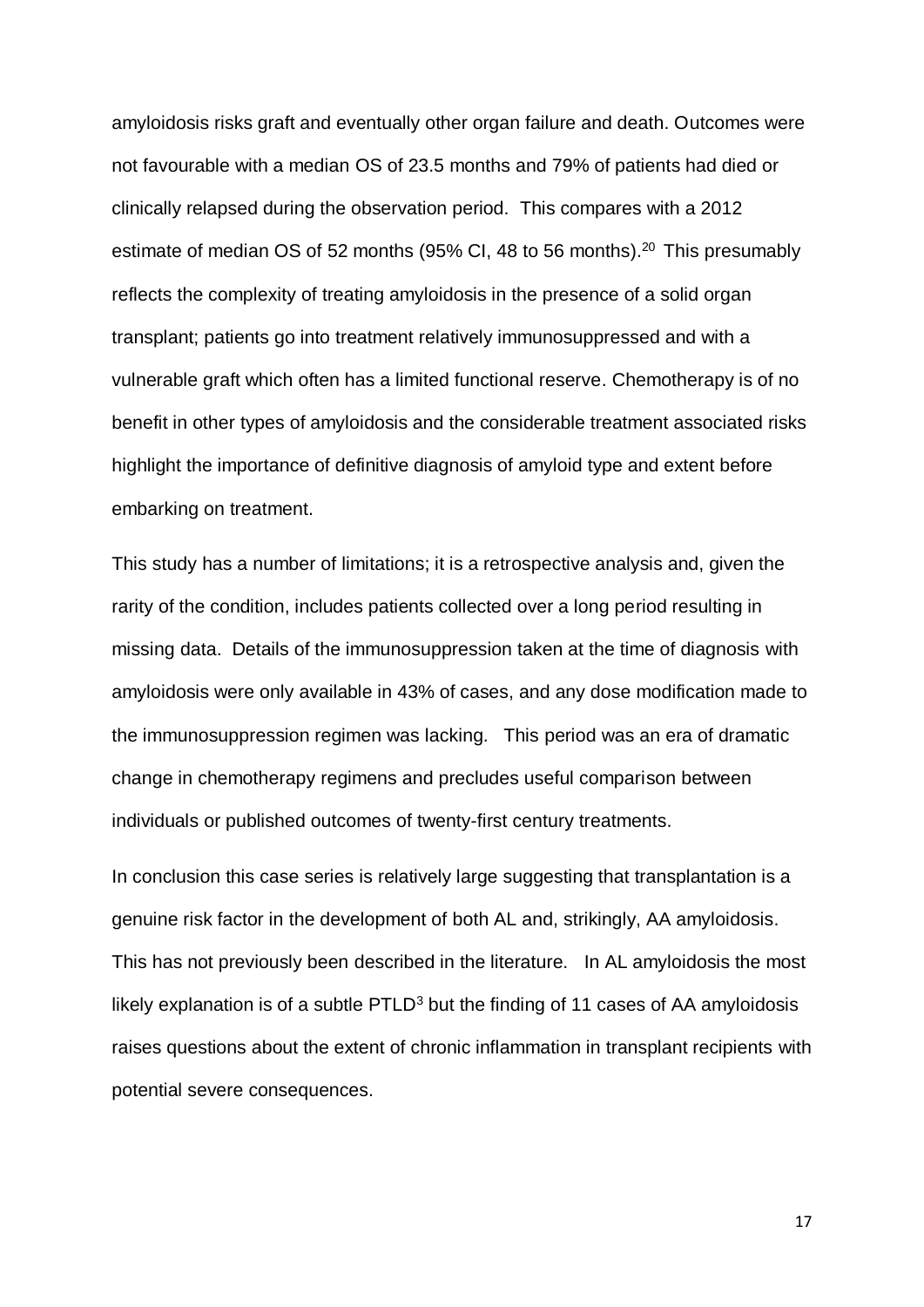amyloidosis risks graft and eventually other organ failure and death. Outcomes were not favourable with a median OS of 23.5 months and 79% of patients had died or clinically relapsed during the observation period. This compares with a 2012 estimate of median OS of 52 months (95% CI, 48 to 56 months).[20] This presumably reflects the complexity of treating amyloidosis in the presence of a solid organ transplant; patients go into treatment relatively immunosuppressed and with a vulnerable graft which often has a limited functional reserve. Chemotherapy is of no benefit in other types of amyloidosis and the considerable treatment associated risks highlight the importance of definitive diagnosis of amyloid type and extent before embarking on treatment.

This study has a number of limitations; it is a retrospective analysis and, given the rarity of the condition, includes patients collected over a long period resulting in missing data. Details of the immunosuppression taken at the time of diagnosis with amyloidosis were only available in 43% of cases, and any dose modification made to the immunosuppression regimen was lacking. This period was an era of dramatic change in chemotherapy regimens and precludes useful comparison between individuals or published outcomes of twenty-first century treatments.

In conclusion this case series is relatively large suggesting that transplantation is a genuine risk factor in the development of both AL and, strikingly, AA amyloidosis. This has not previously been described in the literature. In AL amyloidosis the most likely explanation is of a subtle PTLD[3] but the finding of 11 cases of AA amyloidosis raises questions about the extent of chronic inflammation in transplant recipients with potential severe consequences.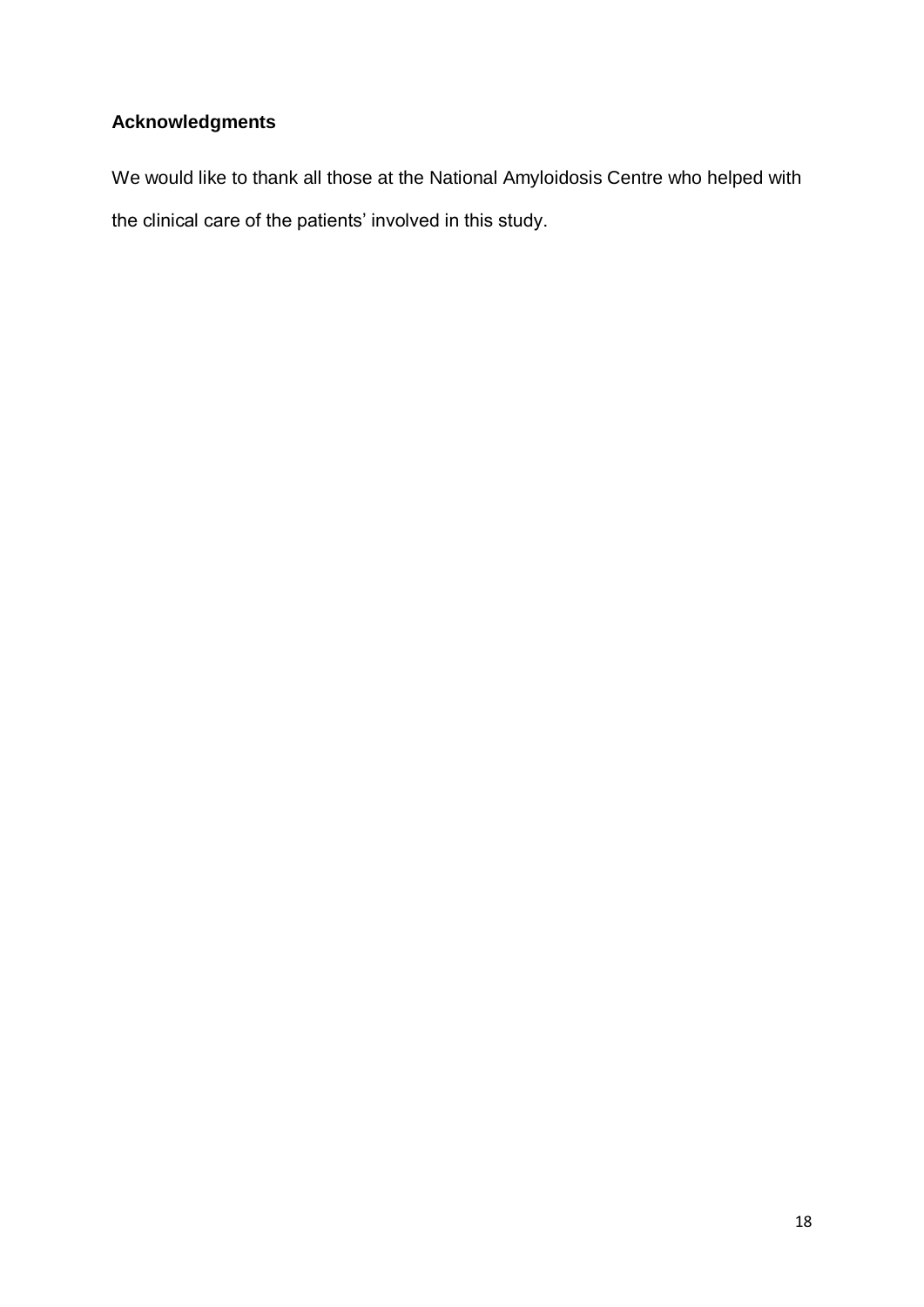## Acknowledgments

We would like to thank all those at the National Amyloidosis Centre who helped with the clinical care of the patients' involved in this study.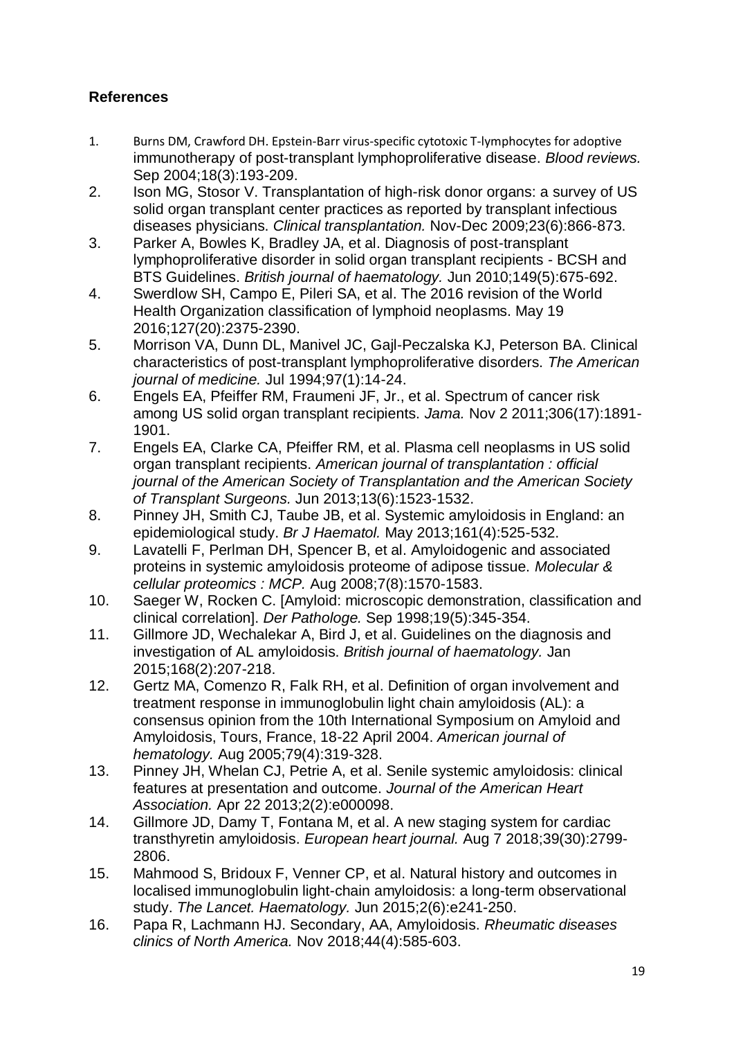## References

1. Burns DM, Crawford DH. Epstein-Barr virus-specific cytotoxic T-lymphocytes for adoptive immunotherapy of post-transplant lymphoproliferative disease. *Blood reviews.* Sep 2004;18(3):193-209.
2. Ison MG, Stosor V. Transplantation of high-risk donor organs: a survey of US solid organ transplant center practices as reported by transplant infectious diseases physicians. *Clinical transplantation.* Nov-Dec 2009;23(6):866-873.
3. Parker A, Bowles K, Bradley JA, et al. Diagnosis of post-transplant lymphoproliferative disorder in solid organ transplant recipients - BCSH and BTS Guidelines. *British journal of haematology.* Jun 2010;149(5):675-692.
4. Swerdlow SH, Campo E, Pileri SA, et al. The 2016 revision of the World Health Organization classification of lymphoid neoplasms. May 19 2016;127(20):2375-2390.
5. Morrison VA, Dunn DL, Manivel JC, Gajl-Peczalska KJ, Peterson BA. Clinical characteristics of post-transplant lymphoproliferative disorders. *The American journal of medicine.* Jul 1994;97(1):14-24.
6. Engels EA, Pfeiffer RM, Fraumeni JF, Jr., et al. Spectrum of cancer risk among US solid organ transplant recipients. *Jama.* Nov 2 2011;306(17):1891-1901.
7. Engels EA, Clarke CA, Pfeiffer RM, et al. Plasma cell neoplasms in US solid organ transplant recipients. *American journal of transplantation : official journal of the American Society of Transplantation and the American Society of Transplant Surgeons.* Jun 2013;13(6):1523-1532.
8. Pinney JH, Smith CJ, Taube JB, et al. Systemic amyloidosis in England: an epidemiological study. *Br J Haematol.* May 2013;161(4):525-532.
9. Lavatelli F, Perlman DH, Spencer B, et al. Amyloidogenic and associated proteins in systemic amyloidosis proteome of adipose tissue. *Molecular & cellular proteomics : MCP.* Aug 2008;7(8):1570-1583.
10. Saeger W, Rocken C. [Amyloid: microscopic demonstration, classification and clinical correlation]. *Der Pathologe.* Sep 1998;19(5):345-354.
11. Gillmore JD, Wechalekar A, Bird J, et al. Guidelines on the diagnosis and investigation of AL amyloidosis. *British journal of haematology.* Jan 2015;168(2):207-218.
12. Gertz MA, Comenzo R, Falk RH, et al. Definition of organ involvement and treatment response in immunoglobulin light chain amyloidosis (AL): a consensus opinion from the 10th International Symposium on Amyloid and Amyloidosis, Tours, France, 18-22 April 2004. *American journal of hematology.* Aug 2005;79(4):319-328.
13. Pinney JH, Whelan CJ, Petrie A, et al. Senile systemic amyloidosis: clinical features at presentation and outcome. *Journal of the American Heart Association.* Apr 22 2013;2(2):e000098.
14. Gillmore JD, Damy T, Fontana M, et al. A new staging system for cardiac transthyretin amyloidosis. *European heart journal.* Aug 7 2018;39(30):2799-2806.
15. Mahmood S, Bridoux F, Venner CP, et al. Natural history and outcomes in localised immunoglobulin light-chain amyloidosis: a long-term observational study. *The Lancet. Haematology.* Jun 2015;2(6):e241-250.
16. Papa R, Lachmann HJ. Secondary, AA, Amyloidosis. *Rheumatic diseases clinics of North America.* Nov 2018;44(4):585-603.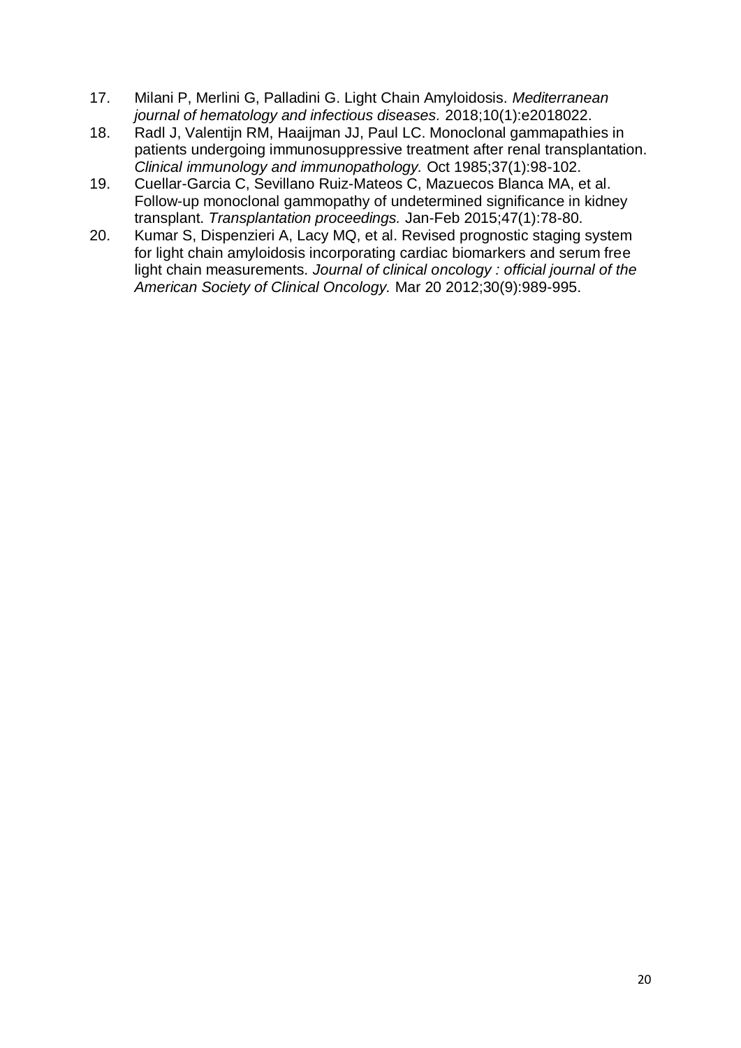17. Milani P, Merlini G, Palladini G. Light Chain Amyloidosis. *Mediterranean journal of hematology and infectious diseases.* 2018;10(1):e2018022.
18. Radl J, Valentijn RM, Haaijman JJ, Paul LC. Monoclonal gammapathies in patients undergoing immunosuppressive treatment after renal transplantation. *Clinical immunology and immunopathology.* Oct 1985;37(1):98-102.
19. Cuellar-Garcia C, Sevillano Ruiz-Mateos C, Mazuecos Blanca MA, et al. Follow-up monoclonal gammopathy of undetermined significance in kidney transplant. *Transplantation proceedings.* Jan-Feb 2015;47(1):78-80.
20. Kumar S, Dispenzieri A, Lacy MQ, et al. Revised prognostic staging system for light chain amyloidosis incorporating cardiac biomarkers and serum free light chain measurements. *Journal of clinical oncology : official journal of the American Society of Clinical Oncology.* Mar 20 2012;30(9):989-995.